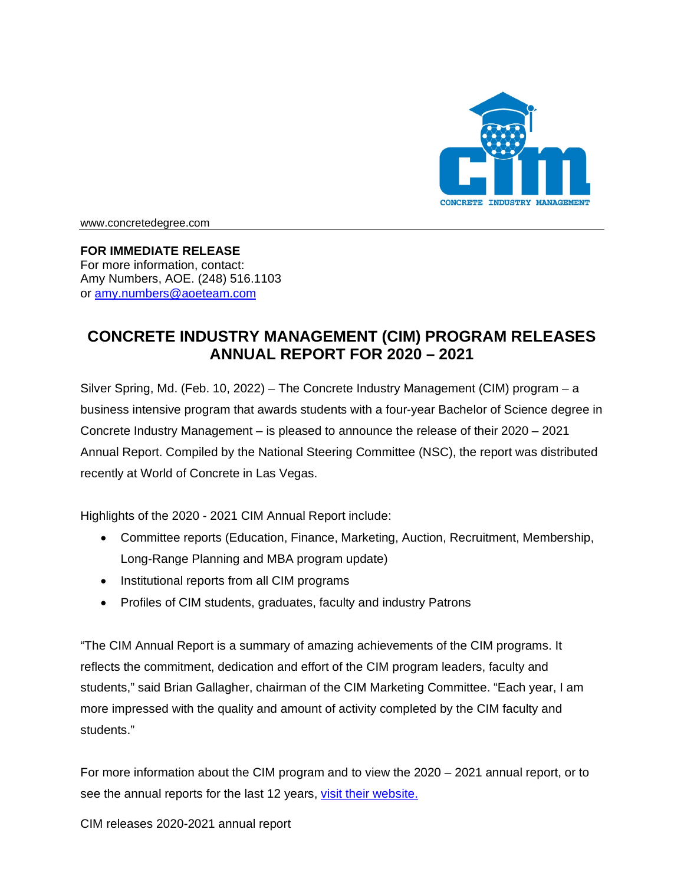www.concretedegree.com

**FOR IMMEDIATE RELEASE**
For more information, contact:
Amy Numbers, AOE. (248) 516.1103
or amy.numbers@aoeteam.com

# CONCRETE INDUSTRY MANAGEMENT (CIM) PROGRAM RELEASES ANNUAL REPORT FOR 2020 – 2021

Silver Spring, Md. (Feb. 10, 2022) – The Concrete Industry Management (CIM) program – a business intensive program that awards students with a four-year Bachelor of Science degree in Concrete Industry Management – is pleased to announce the release of their 2020 – 2021 Annual Report. Compiled by the National Steering Committee (NSC), the report was distributed recently at World of Concrete in Las Vegas.

Highlights of the 2020 - 2021 CIM Annual Report include:

- Committee reports (Education, Finance, Marketing, Auction, Recruitment, Membership, Long-Range Planning and MBA program update)
- Institutional reports from all CIM programs
- Profiles of CIM students, graduates, faculty and industry Patrons

"The CIM Annual Report is a summary of amazing achievements of the CIM programs. It reflects the commitment, dedication and effort of the CIM program leaders, faculty and students," said Brian Gallagher, chairman of the CIM Marketing Committee. "Each year, I am more impressed with the quality and amount of activity completed by the CIM faculty and students."

For more information about the CIM program and to view the 2020 – 2021 annual report, or to see the annual reports for the last 12 years, visit their website.

CIM releases 2020-2021 annual report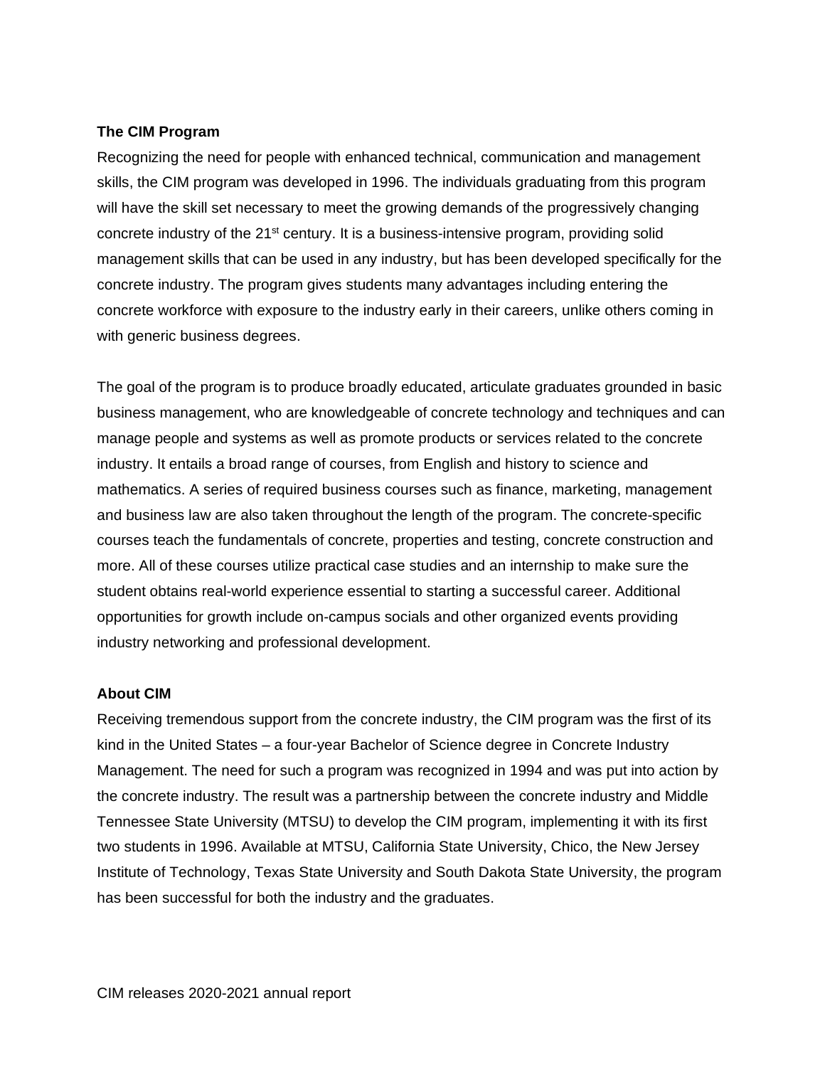### The CIM Program

Recognizing the need for people with enhanced technical, communication and management skills, the CIM program was developed in 1996. The individuals graduating from this program will have the skill set necessary to meet the growing demands of the progressively changing concrete industry of the 21st century. It is a business-intensive program, providing solid management skills that can be used in any industry, but has been developed specifically for the concrete industry. The program gives students many advantages including entering the concrete workforce with exposure to the industry early in their careers, unlike others coming in with generic business degrees.

The goal of the program is to produce broadly educated, articulate graduates grounded in basic business management, who are knowledgeable of concrete technology and techniques and can manage people and systems as well as promote products or services related to the concrete industry. It entails a broad range of courses, from English and history to science and mathematics. A series of required business courses such as finance, marketing, management and business law are also taken throughout the length of the program. The concrete-specific courses teach the fundamentals of concrete, properties and testing, concrete construction and more. All of these courses utilize practical case studies and an internship to make sure the student obtains real-world experience essential to starting a successful career. Additional opportunities for growth include on-campus socials and other organized events providing industry networking and professional development.

### About CIM

Receiving tremendous support from the concrete industry, the CIM program was the first of its kind in the United States – a four-year Bachelor of Science degree in Concrete Industry Management. The need for such a program was recognized in 1994 and was put into action by the concrete industry. The result was a partnership between the concrete industry and Middle Tennessee State University (MTSU) to develop the CIM program, implementing it with its first two students in 1996. Available at MTSU, California State University, Chico, the New Jersey Institute of Technology, Texas State University and South Dakota State University, the program has been successful for both the industry and the graduates.

CIM releases 2020-2021 annual report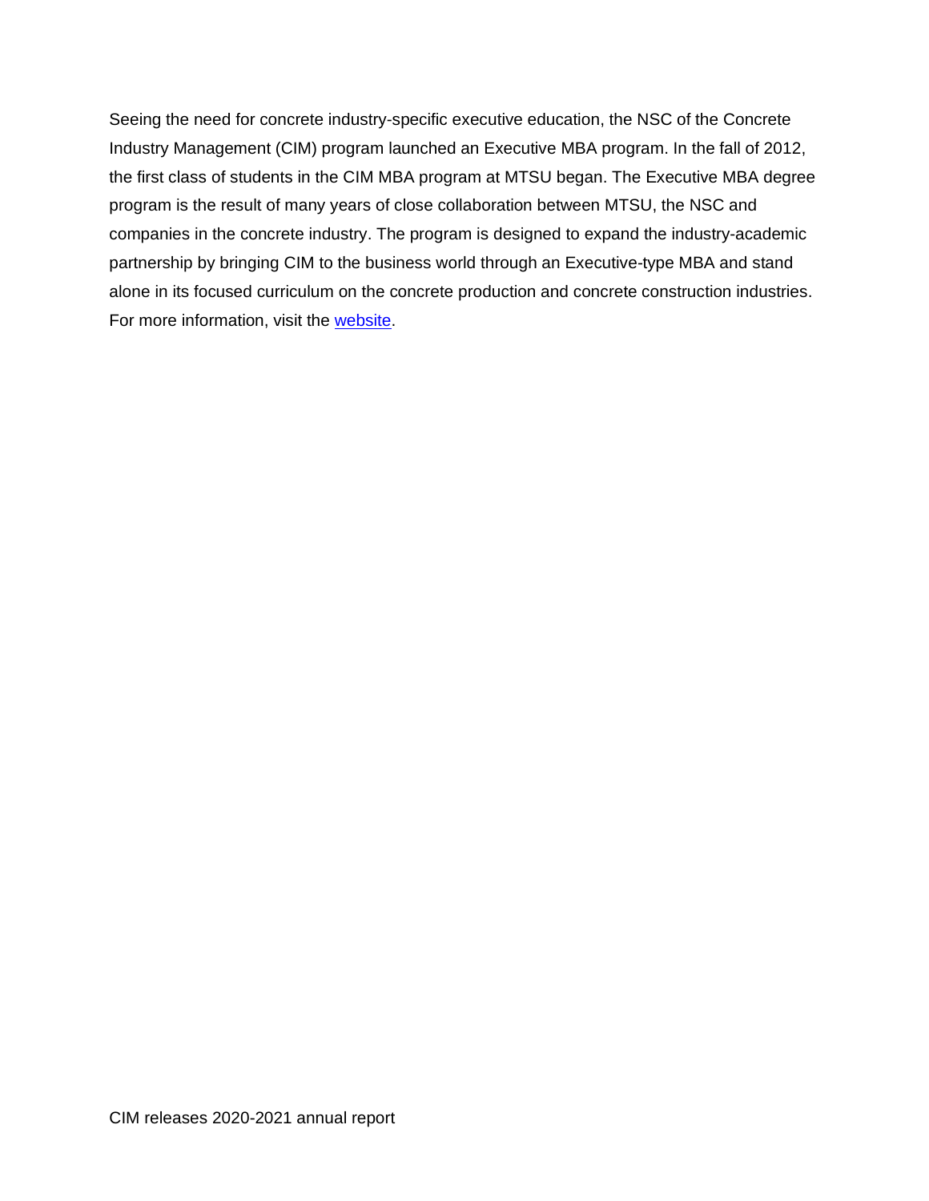Seeing the need for concrete industry-specific executive education, the NSC of the Concrete Industry Management (CIM) program launched an Executive MBA program. In the fall of 2012, the first class of students in the CIM MBA program at MTSU began. The Executive MBA degree program is the result of many years of close collaboration between MTSU, the NSC and companies in the concrete industry. The program is designed to expand the industry-academic partnership by bringing CIM to the business world through an Executive-type MBA and stand alone in its focused curriculum on the concrete production and concrete construction industries. For more information, visit the website.

CIM releases 2020-2021 annual report